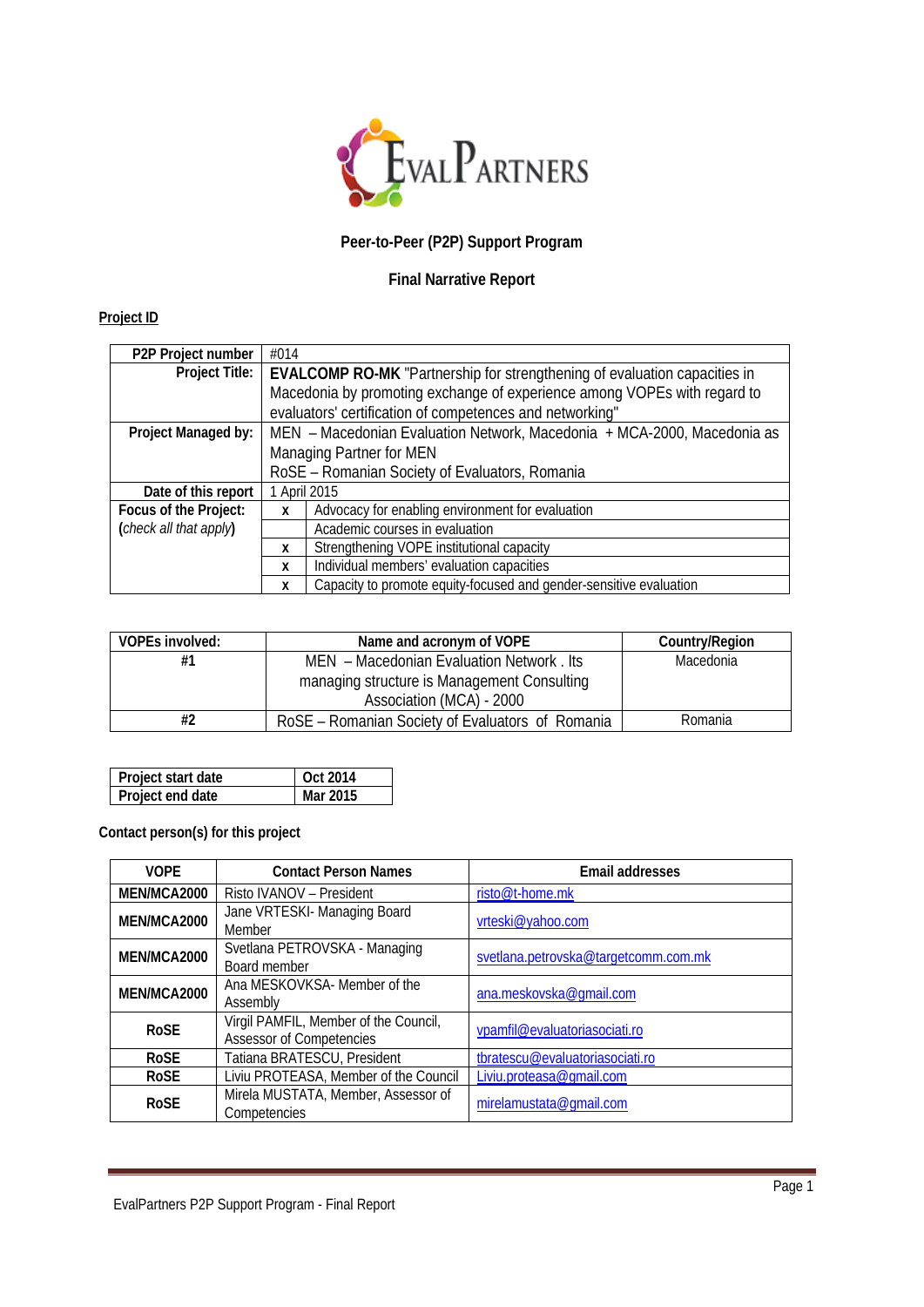**Peer-to-Peer (P2P) Support Program**

**Final Narrative Report**

**Project ID**

| **P2P Project number** | #014 | |
|---|---|---|
| **Project Title:** | **EVALCOMP RO-MK** "Partnership for strengthening of evaluation capacities in Macedonia by promoting exchange of experience among VOPEs with regard to evaluators' certification of competences and networking" | |
| **Project Managed by:** | MEN – Macedonian Evaluation Network, Macedonia + MCA-2000, Macedonia as Managing Partner for MEN<br>RoSE – Romanian Society of Evaluators, Romania | |
| **Date of this report** | 1 April 2015 | |
| **Focus of the Project:** (*check all that apply*) | x | Advocacy for enabling environment for evaluation |
| | | Academic courses in evaluation |
| | x | Strengthening VOPE institutional capacity |
| | x | Individual members' evaluation capacities |
| | x | Capacity to promote equity-focused and gender-sensitive evaluation |

| VOPEs involved: | Name and acronym of VOPE | Country/Region |
|---|---|---|
| #1 | MEN – Macedonian Evaluation Network . Its managing structure is Management Consulting Association (MCA) - 2000 | Macedonia |
| #2 | RoSE – Romanian Society of Evaluators of Romania | Romania |

| **Project start date** | **Oct 2014** |
|---|---|
| **Project end date** | **Mar 2015** |

**Contact person(s) for this project**

| VOPE | Contact Person Names | Email addresses |
|---|---|---|
| MEN/MCA2000 | Risto IVANOV – President | risto@t-home.mk |
| MEN/MCA2000 | Jane VRTESKI- Managing Board Member | vrteski@yahoo.com |
| MEN/MCA2000 | Svetlana PETROVSKA - Managing Board member | svetlana.petrovska@targetcomm.com.mk |
| MEN/MCA2000 | Ana MESKOVKSA- Member of the Assembly | ana.meskovska@gmail.com |
| RoSE | Virgil PAMFIL, Member of the Council, Assessor of Competencies | vpamfil@evaluatoriasociati.ro |
| RoSE | Tatiana BRATESCU, President | tbratescu@evaluatoriasociati.ro |
| RoSE | Liviu PROTEASA, Member of the Council | Liviu.proteasa@gmail.com |
| RoSE | Mirela MUSTATA, Member, Assessor of Competencies | mirelamustata@gmail.com |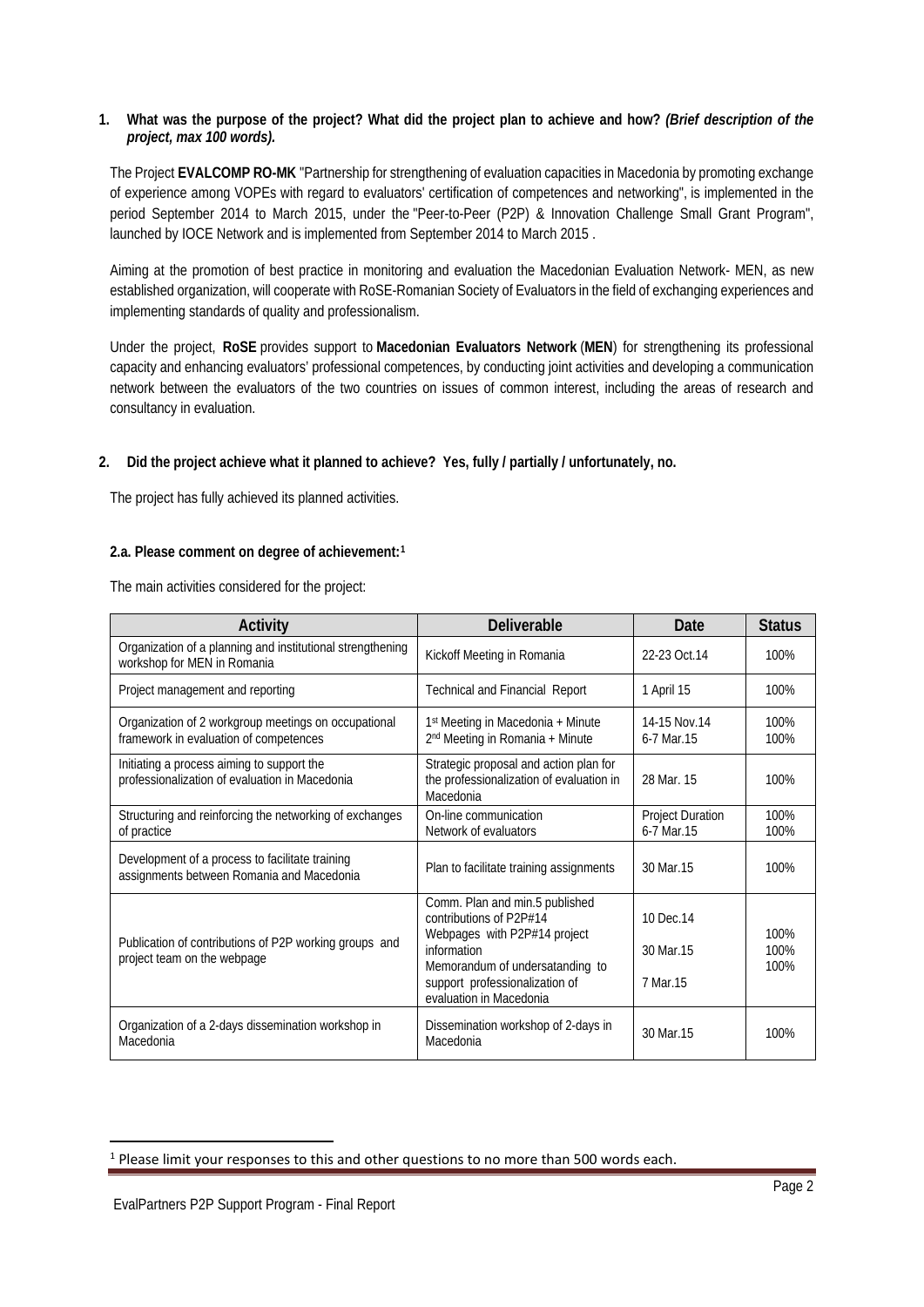**1. What was the purpose of the project? What did the project plan to achieve and how?** ***(Brief description of the project, max 100 words).***

The Project **EVALCOMP RO-MK** "Partnership for strengthening of evaluation capacities in Macedonia by promoting exchange of experience among VOPEs with regard to evaluators' certification of competences and networking", is implemented in the period September 2014 to March 2015, under the "Peer-to-Peer (P2P) & Innovation Challenge Small Grant Program", launched by IOCE Network and is implemented from September 2014 to March 2015 .

Aiming at the promotion of best practice in monitoring and evaluation the Macedonian Evaluation Network- MEN, as new established organization, will cooperate with RoSE-Romanian Society of Evaluators in the field of exchanging experiences and implementing standards of quality and professionalism.

Under the project, **RoSE** provides support to **Macedonian Evaluators Network** (**MEN**) for strengthening its professional capacity and enhancing evaluators' professional competences, by conducting joint activities and developing a communication network between the evaluators of the two countries on issues of common interest, including the areas of research and consultancy in evaluation.

**2. Did the project achieve what it planned to achieve? Yes, fully / partially / unfortunately, no.**

The project has fully achieved its planned activities.

**2.a. Please comment on degree of achievement:[1]**

The main activities considered for the project:

| Activity | Deliverable | Date | Status |
|---|---|---|---|
| Organization of a planning and institutional strengthening workshop for MEN in Romania | Kickoff Meeting in Romania | 22-23 Oct.14 | 100% |
| Project management and reporting | Technical and Financial Report | 1 April 15 | 100% |
| Organization of 2 workgroup meetings on occupational framework in evaluation of competences | 1st Meeting in Macedonia + Minute<br>2nd Meeting in Romania + Minute | 14-15 Nov.14<br>6-7 Mar.15 | 100%<br>100% |
| Initiating a process aiming to support the professionalization of evaluation in Macedonia | Strategic proposal and action plan for the professionalization of evaluation in Macedonia | 28 Mar. 15 | 100% |
| Structuring and reinforcing the networking of exchanges of practice | On-line communication<br>Network of evaluators | Project Duration<br>6-7 Mar.15 | 100%<br>100% |
| Development of a process to facilitate training assignments between Romania and Macedonia | Plan to facilitate training assignments | 30 Mar.15 | 100% |
| Publication of contributions of P2P working groups and project team on the webpage | Comm. Plan and min.5 published contributions of P2P#14<br>Webpages with P2P#14 project information<br>Memorandum of undersatanding to support professionalization of evaluation in Macedonia | 10 Dec.14<br>30 Mar.15<br>7 Mar.15 | 100%<br>100%<br>100% |
| Organization of a 2-days dissemination workshop in Macedonia | Dissemination workshop of 2-days in Macedonia | 30 Mar.15 | 100% |

[1] Please limit your responses to this and other questions to no more than 500 words each.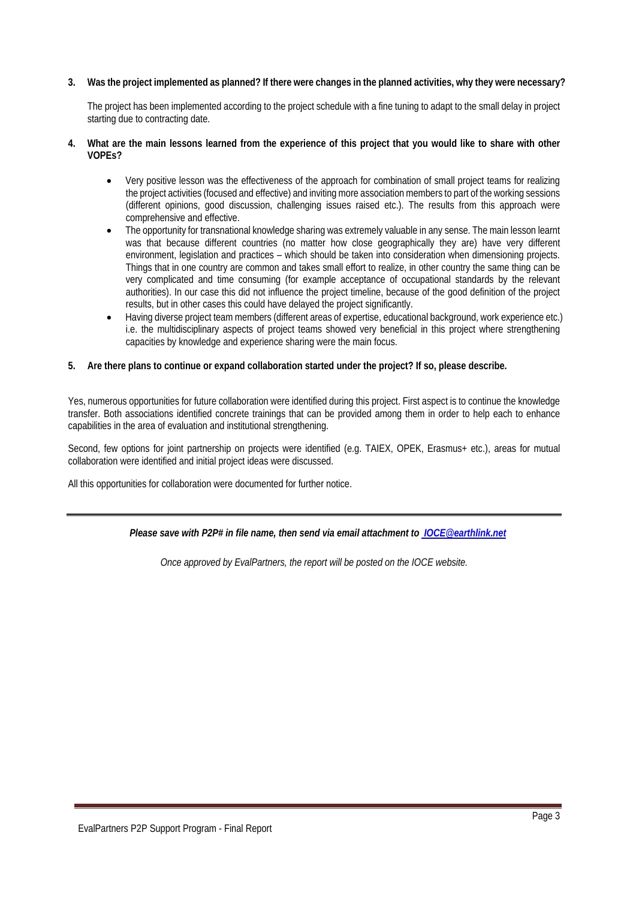**3. Was the project implemented as planned? If there were changes in the planned activities, why they were necessary?**

The project has been implemented according to the project schedule with a fine tuning to adapt to the small delay in project starting due to contracting date.

**4. What are the main lessons learned from the experience of this project that you would like to share with other VOPEs?**

- Very positive lesson was the effectiveness of the approach for combination of small project teams for realizing the project activities (focused and effective) and inviting more association members to part of the working sessions (different opinions, good discussion, challenging issues raised etc.). The results from this approach were comprehensive and effective.
- The opportunity for transnational knowledge sharing was extremely valuable in any sense. The main lesson learnt was that because different countries (no matter how close geographically they are) have very different environment, legislation and practices – which should be taken into consideration when dimensioning projects. Things that in one country are common and takes small effort to realize, in other country the same thing can be very complicated and time consuming (for example acceptance of occupational standards by the relevant authorities). In our case this did not influence the project timeline, because of the good definition of the project results, but in other cases this could have delayed the project significantly.
- Having diverse project team members (different areas of expertise, educational background, work experience etc.) i.e. the multidisciplinary aspects of project teams showed very beneficial in this project where strengthening capacities by knowledge and experience sharing were the main focus.

**5. Are there plans to continue or expand collaboration started under the project? If so, please describe.**

Yes, numerous opportunities for future collaboration were identified during this project. First aspect is to continue the knowledge transfer. Both associations identified concrete trainings that can be provided among them in order to help each to enhance capabilities in the area of evaluation and institutional strengthening.

Second, few options for joint partnership on projects were identified (e.g. TAIEX, OPEK, Erasmus+ etc.), areas for mutual collaboration were identified and initial project ideas were discussed.

All this opportunities for collaboration were documented for further notice.

---

***Please save with P2P# in file name, then send via email attachment to [IOCE@earthlink.net](mailto:IOCE@earthlink.net)***

*Once approved by EvalPartners, the report will be posted on the IOCE website.*